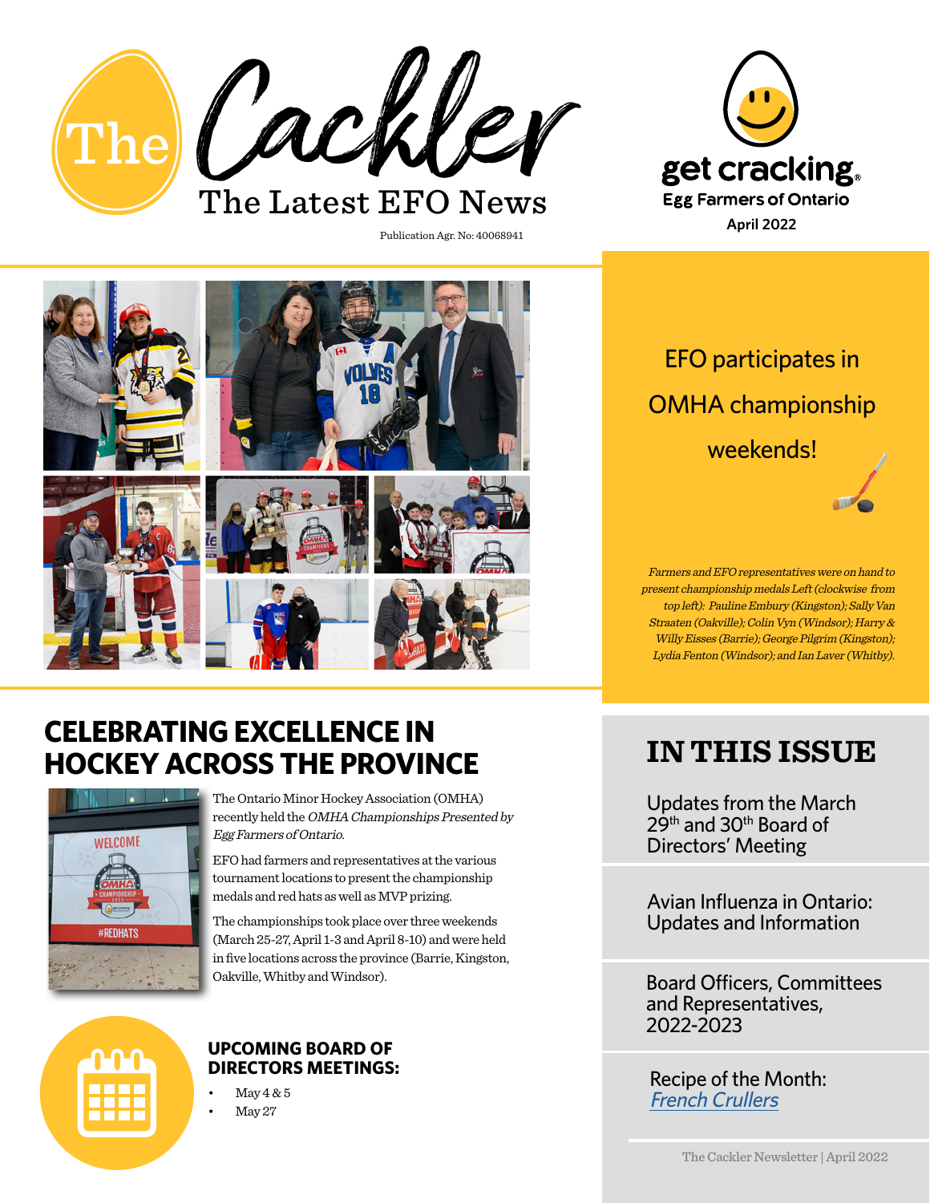# The Cackler

The Latest EFO News

Publication Agr. No: 40068941

get cracking®
Egg Farmers of Ontario
April 2022

## EFO participates in OMHA championship weekends!

*Farmers and EFO representatives were on hand to present championship medals Left (clockwise from top left): Pauline Embury (Kingston); Sally Van Straaten (Oakville); Colin Vyn (Windsor); Harry & Willy Eisses (Barrie); George Pilgrim (Kingston); Lydia Fenton (Windsor); and Ian Laver (Whitby).*

## CELEBRATING EXCELLENCE IN HOCKEY ACROSS THE PROVINCE

The Ontario Minor Hockey Association (OMHA) recently held the *OMHA Championships Presented by Egg Farmers of Ontario.*

EFO had farmers and representatives at the various tournament locations to present the championship medals and red hats as well as MVP prizing.

The championships took place over three weekends (March 25-27, April 1-3 and April 8-10) and were held in five locations across the province (Barrie, Kingston, Oakville, Whitby and Windsor).

### UPCOMING BOARD OF DIRECTORS MEETINGS:

- May 4 & 5
- May 27

## IN THIS ISSUE

Updates from the March 29th and 30th Board of Directors' Meeting

Avian Influenza in Ontario: Updates and Information

Board Officers, Committees and Representatives, 2022-2023

Recipe of the Month: *French Crullers*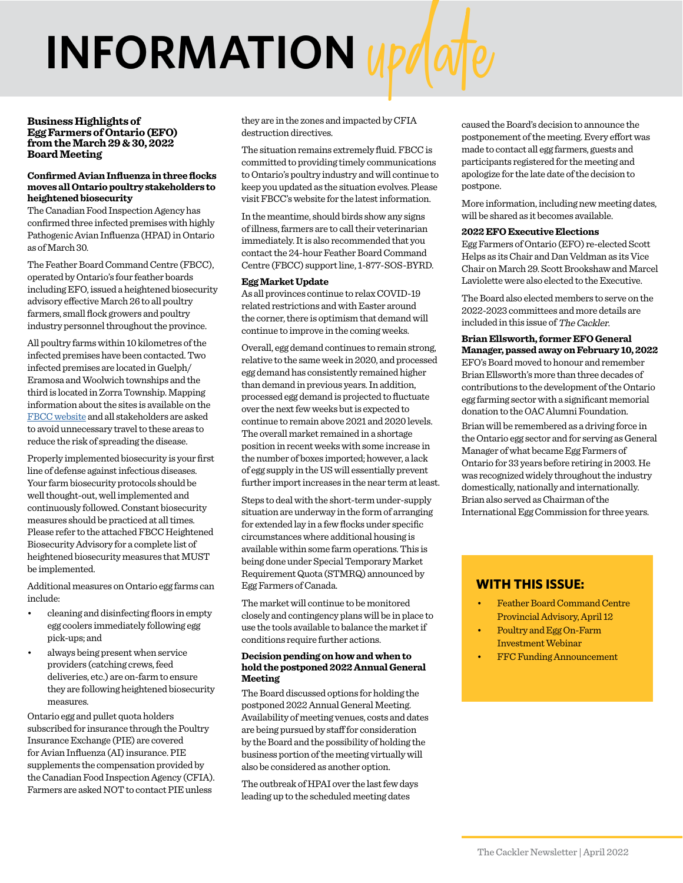# INFORMATION update

## Business Highlights of Egg Farmers of Ontario (EFO) from the March 29 & 30, 2022 Board Meeting

**Confirmed Avian Influenza in three flocks moves all Ontario poultry stakeholders to heightened biosecurity**

The Canadian Food Inspection Agency has confirmed three infected premises with highly Pathogenic Avian Influenza (HPAI) in Ontario as of March 30.

The Feather Board Command Centre (FBCC), operated by Ontario's four feather boards including EFO, issued a heightened biosecurity advisory effective March 26 to all poultry farmers, small flock growers and poultry industry personnel throughout the province.

All poultry farms within 10 kilometres of the infected premises have been contacted. Two infected premises are located in Guelph/Eramosa and Woolwich townships and the third is located in Zorra Township. Mapping information about the sites is available on the FBCC website and all stakeholders are asked to avoid unnecessary travel to these areas to reduce the risk of spreading the disease.

Properly implemented biosecurity is your first line of defense against infectious diseases. Your farm biosecurity protocols should be well thought-out, well implemented and continuously followed. Constant biosecurity measures should be practiced at all times. Please refer to the attached FBCC Heightened Biosecurity Advisory for a complete list of heightened biosecurity measures that MUST be implemented.

Additional measures on Ontario egg farms can include:

- cleaning and disinfecting floors in empty egg coolers immediately following egg pick-ups; and
- always being present when service providers (catching crews, feed deliveries, etc.) are on-farm to ensure they are following heightened biosecurity measures.

Ontario egg and pullet quota holders subscribed for insurance through the Poultry Insurance Exchange (PIE) are covered for Avian Influenza (AI) insurance. PIE supplements the compensation provided by the Canadian Food Inspection Agency (CFIA). Farmers are asked NOT to contact PIE unless they are in the zones and impacted by CFIA destruction directives.

The situation remains extremely fluid. FBCC is committed to providing timely communications to Ontario's poultry industry and will continue to keep you updated as the situation evolves. Please visit FBCC's website for the latest information.

In the meantime, should birds show any signs of illness, farmers are to call their veterinarian immediately. It is also recommended that you contact the 24-hour Feather Board Command Centre (FBCC) support line, 1-877-SOS-BYRD.

**Egg Market Update**

As all provinces continue to relax COVID-19 related restrictions and with Easter around the corner, there is optimism that demand will continue to improve in the coming weeks.

Overall, egg demand continues to remain strong, relative to the same week in 2020, and processed egg demand has consistently remained higher than demand in previous years. In addition, processed egg demand is projected to fluctuate over the next few weeks but is expected to continue to remain above 2021 and 2020 levels. The overall market remained in a shortage position in recent weeks with some increase in the number of boxes imported; however, a lack of egg supply in the US will essentially prevent further import increases in the near term at least.

Steps to deal with the short-term under-supply situation are underway in the form of arranging for extended lay in a few flocks under specific circumstances where additional housing is available within some farm operations. This is being done under Special Temporary Market Requirement Quota (STMRQ) announced by Egg Farmers of Canada.

The market will continue to be monitored closely and contingency plans will be in place to use the tools available to balance the market if conditions require further actions.

**Decision pending on how and when to hold the postponed 2022 Annual General Meeting**

The Board discussed options for holding the postponed 2022 Annual General Meeting. Availability of meeting venues, costs and dates are being pursued by staff for consideration by the Board and the possibility of holding the business portion of the meeting virtually will also be considered as another option.

The outbreak of HPAI over the last few days leading up to the scheduled meeting dates caused the Board's decision to announce the postponement of the meeting. Every effort was made to contact all egg farmers, guests and participants registered for the meeting and apologize for the late date of the decision to postpone.

More information, including new meeting dates, will be shared as it becomes available.

**2022 EFO Executive Elections**

Egg Farmers of Ontario (EFO) re-elected Scott Helps as its Chair and Dan Veldman as its Vice Chair on March 29. Scott Brookshaw and Marcel Laviolette were also elected to the Executive.

The Board also elected members to serve on the 2022-2023 committees and more details are included in this issue of *The Cackler*.

**Brian Ellsworth, former EFO General Manager, passed away on February 10, 2022**

EFO's Board moved to honour and remember Brian Ellsworth's more than three decades of contributions to the development of the Ontario egg farming sector with a significant memorial donation to the OAC Alumni Foundation.

Brian will be remembered as a driving force in the Ontario egg sector and for serving as General Manager of what became Egg Farmers of Ontario for 33 years before retiring in 2003. He was recognized widely throughout the industry domestically, nationally and internationally. Brian also served as Chairman of the International Egg Commission for three years.

## WITH THIS ISSUE:

- Feather Board Command Centre Provincial Advisory, April 12
- Poultry and Egg On-Farm Investment Webinar
- FFC Funding Announcement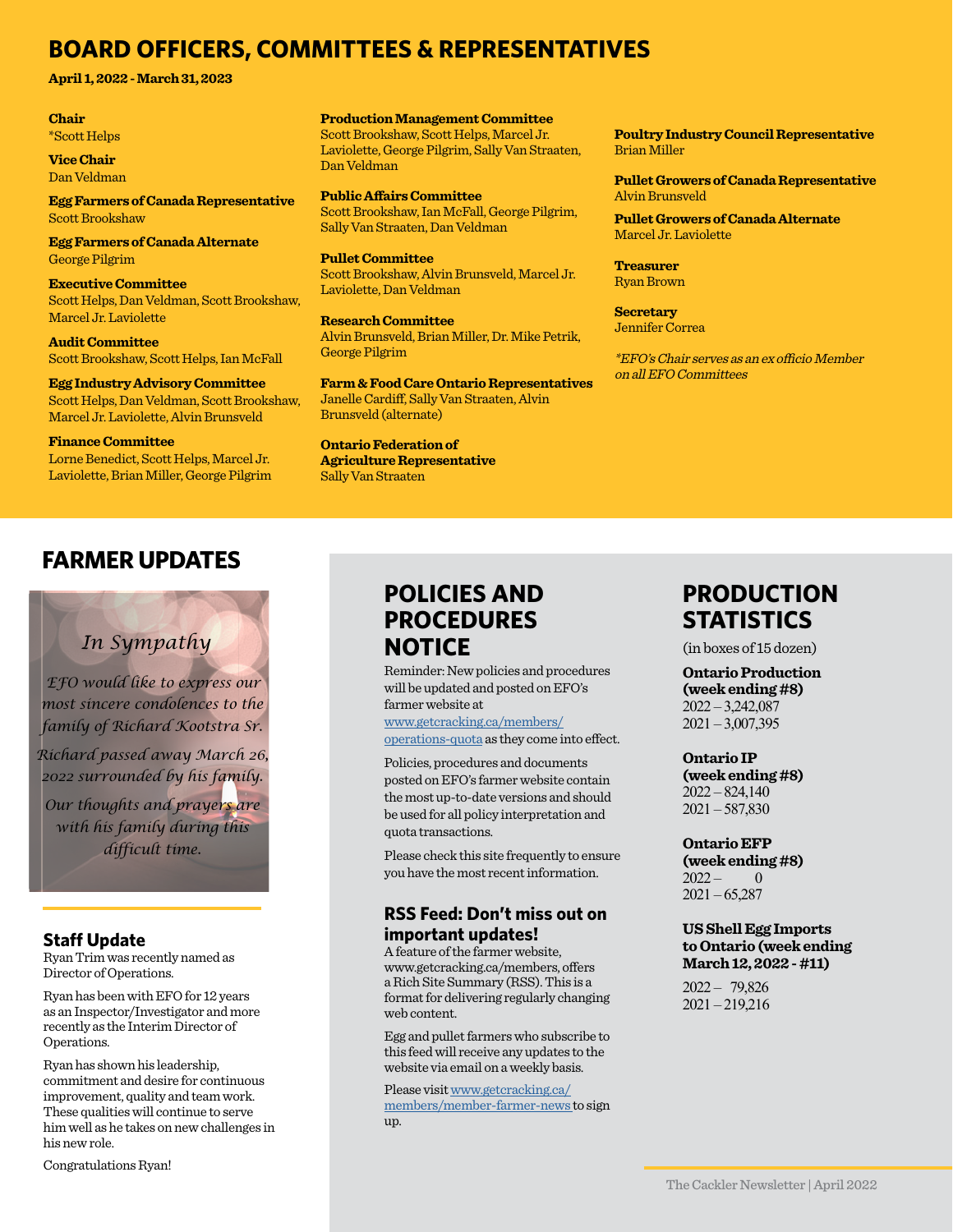# BOARD OFFICERS, COMMITTEES & REPRESENTATIVES

**April 1, 2022 - March 31, 2023**

**Chair**
*Scott Helps

**Vice Chair**
Dan Veldman

**Egg Farmers of Canada Representative**
Scott Brookshaw

**Egg Farmers of Canada Alternate**
George Pilgrim

**Executive Committee**
Scott Helps, Dan Veldman, Scott Brookshaw, Marcel Jr. Laviolette

**Audit Committee**
Scott Brookshaw, Scott Helps, Ian McFall

**Egg Industry Advisory Committee**
Scott Helps, Dan Veldman, Scott Brookshaw, Marcel Jr. Laviolette, Alvin Brunsveld

**Finance Committee**
Lorne Benedict, Scott Helps, Marcel Jr. Laviolette, Brian Miller, George Pilgrim

**Production Management Committee**
Scott Brookshaw, Scott Helps, Marcel Jr. Laviolette, George Pilgrim, Sally Van Straaten, Dan Veldman

**Public Affairs Committee**
Scott Brookshaw, Ian McFall, George Pilgrim, Sally Van Straaten, Dan Veldman

**Pullet Committee**
Scott Brookshaw, Alvin Brunsveld, Marcel Jr. Laviolette, Dan Veldman

**Research Committee**
Alvin Brunsveld, Brian Miller, Dr. Mike Petrik, George Pilgrim

**Farm & Food Care Ontario Representatives**
Janelle Cardiff, Sally Van Straaten, Alvin Brunsveld (alternate)

**Ontario Federation of Agriculture Representative**
Sally Van Straaten

**Poultry Industry Council Representative**
Brian Miller

**Pullet Growers of Canada Representative**
Alvin Brunsveld

**Pullet Growers of Canada Alternate**
Marcel Jr. Laviolette

**Treasurer**
Ryan Brown

**Secretary**
Jennifer Correa

*\*EFO's Chair serves as an ex officio Member on all EFO Committees*

# FARMER UPDATES

*In Sympathy*

*EFO would like to express our most sincere condolences to the family of Richard Kootstra Sr.*

*Richard passed away March 26, 2022 surrounded by his family.*

*Our thoughts and prayers are with his family during this difficult time.*

## Staff Update

Ryan Trim was recently named as Director of Operations.

Ryan has been with EFO for 12 years as an Inspector/Investigator and more recently as the Interim Director of Operations.

Ryan has shown his leadership, commitment and desire for continuous improvement, quality and team work. These qualities will continue to serve him well as he takes on new challenges in his new role.

Congratulations Ryan!

# POLICIES AND PROCEDURES NOTICE

Reminder: New policies and procedures will be updated and posted on EFO's farmer website at www.getcracking.ca/members/operations-quota as they come into effect.

Policies, procedures and documents posted on EFO's farmer website contain the most up-to-date versions and should be used for all policy interpretation and quota transactions.

Please check this site frequently to ensure you have the most recent information.

## RSS Feed: Don't miss out on important updates!

A feature of the farmer website, www.getcracking.ca/members, offers a Rich Site Summary (RSS). This is a format for delivering regularly changing web content.

Egg and pullet farmers who subscribe to this feed will receive any updates to the website via email on a weekly basis.

Please visit www.getcracking.ca/members/member-farmer-news to sign up.

# PRODUCTION STATISTICS

(in boxes of 15 dozen)

**Ontario Production (week ending #8)**
2022 – 3,242,087
2021 – 3,007,395

**Ontario IP (week ending #8)**
2022 – 824,140
2021 – 587,830

**Ontario EFP (week ending #8)**
2022 – 0
2021 – 65,287

**US Shell Egg Imports to Ontario (week ending March 12, 2022 - #11)**
2022 – 79,826
2021 – 219,216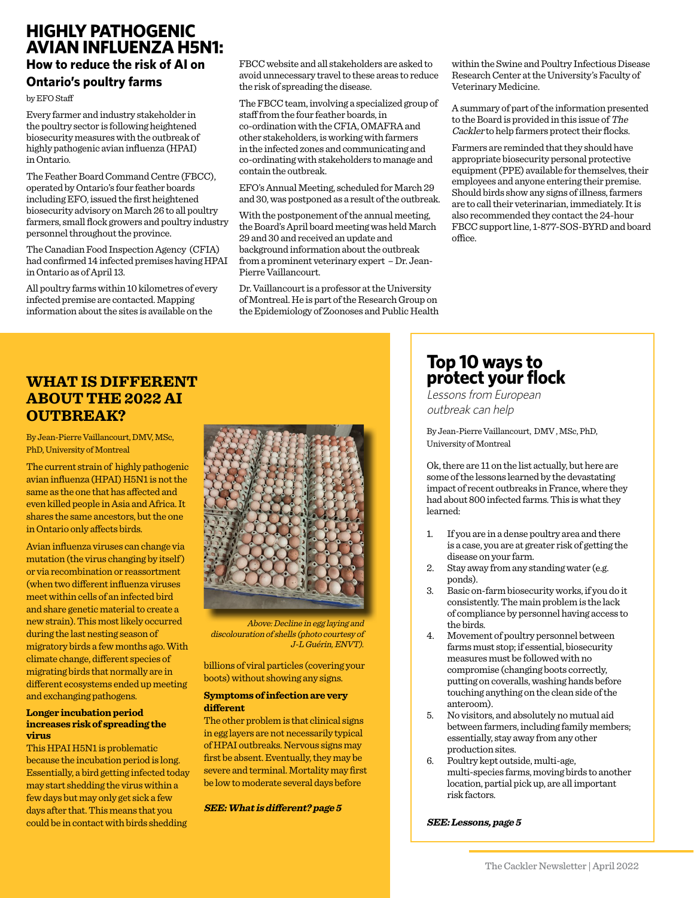# HIGHLY PATHOGENIC AVIAN INFLUENZA H5N1:

## How to reduce the risk of AI on Ontario's poultry farms

by EFO Staff

Every farmer and industry stakeholder in the poultry sector is following heightened biosecurity measures with the outbreak of highly pathogenic avian influenza (HPAI) in Ontario.

The Feather Board Command Centre (FBCC), operated by Ontario's four feather boards including EFO, issued the first heightened biosecurity advisory on March 26 to all poultry farmers, small flock growers and poultry industry personnel throughout the province.

The Canadian Food Inspection Agency (CFIA) had confirmed 14 infected premises having HPAI in Ontario as of April 13.

All poultry farms within 10 kilometres of every infected premise are contacted. Mapping information about the sites is available on the FBCC website and all stakeholders are asked to avoid unnecessary travel to these areas to reduce the risk of spreading the disease.

The FBCC team, involving a specialized group of staff from the four feather boards, in co-ordination with the CFIA, OMAFRA and other stakeholders, is working with farmers in the infected zones and communicating and co-ordinating with stakeholders to manage and contain the outbreak.

EFO's Annual Meeting, scheduled for March 29 and 30, was postponed as a result of the outbreak.

With the postponement of the annual meeting, the Board's April board meeting was held March 29 and 30 and received an update and background information about the outbreak from a prominent veterinary expert – Dr. Jean-Pierre Vaillancourt.

Dr. Vaillancourt is a professor at the University of Montreal. He is part of the Research Group on the Epidemiology of Zoonoses and Public Health within the Swine and Poultry Infectious Disease Research Center at the University's Faculty of Veterinary Medicine.

A summary of part of the information presented to the Board is provided in this issue of *The Cackler* to help farmers protect their flocks.

Farmers are reminded that they should have appropriate biosecurity personal protective equipment (PPE) available for themselves, their employees and anyone entering their premise. Should birds show any signs of illness, farmers are to call their veterinarian, immediately. It is also recommended they contact the 24-hour FBCC support line, 1-877-SOS-BYRD and board office.

## WHAT IS DIFFERENT ABOUT THE 2022 AI OUTBREAK?

By Jean-Pierre Vaillancourt, DMV, MSc, PhD, University of Montreal

The current strain of highly pathogenic avian influenza (HPAI) H5N1 is not the same as the one that has affected and even killed people in Asia and Africa. It shares the same ancestors, but the one in Ontario only affects birds.

Avian influenza viruses can change via mutation (the virus changing by itself) or via recombination or reassortment (when two different influenza viruses meet within cells of an infected bird and share genetic material to create a new strain). This most likely occurred during the last nesting season of migratory birds a few months ago. With climate change, different species of migrating birds that normally are in different ecosystems ended up meeting and exchanging pathogens.

**Longer incubation period increases risk of spreading the virus**

This HPAI H5N1 is problematic because the incubation period is long. Essentially, a bird getting infected today may start shedding the virus within a few days but may only get sick a few days after that. This means that you could be in contact with birds shedding billions of viral particles (covering your boots) without showing any signs.

*Above: Decline in egg laying and discolouration of shells (photo courtesy of J-L Guérin, ENVT).*

**Symptoms of infection are very different**

The other problem is that clinical signs in egg layers are not necessarily typical of HPAI outbreaks. Nervous signs may first be absent. Eventually, they may be severe and terminal. Mortality may first be low to moderate several days before

***SEE: What is different? page 5***

## Top 10 ways to protect your flock

*Lessons from European outbreak can help*

By Jean-Pierre Vaillancourt, DMV, MSc, PhD, University of Montreal

Ok, there are 11 on the list actually, but here are some of the lessons learned by the devastating impact of recent outbreaks in France, where they had about 800 infected farms. This is what they learned:

1. If you are in a dense poultry area and there is a case, you are at greater risk of getting the disease on your farm.
2. Stay away from any standing water (e.g. ponds).
3. Basic on-farm biosecurity works, if you do it consistently. The main problem is the lack of compliance by personnel having access to the birds.
4. Movement of poultry personnel between farms must stop; if essential, biosecurity measures must be followed with no compromise (changing boots correctly, putting on coveralls, washing hands before touching anything on the clean side of the anteroom).
5. No visitors, and absolutely no mutual aid between farmers, including family members; essentially, stay away from any other production sites.
6. Poultry kept outside, multi-age, multi-species farms, moving birds to another location, partial pick up, are all important risk factors.

***SEE: Lessons, page 5***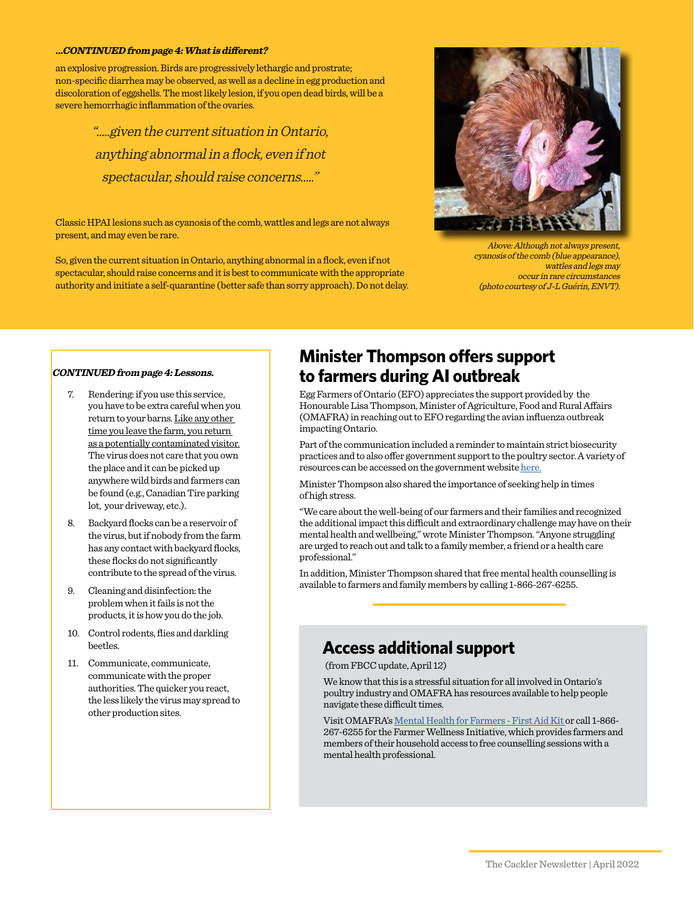***...CONTINUED from page 4: What is different?***

an explosive progression. Birds are progressively lethargic and prostrate; non-specific diarrhea may be observed, as well as a decline in egg production and discoloration of eggshells. The most likely lesion, if you open dead birds, will be a severe hemorrhagic inflammation of the ovaries.

> *"…..given the current situation in Ontario, anything abnormal in a flock, even if not spectacular, should raise concerns….."*

Classic HPAI lesions such as cyanosis of the comb, wattles and legs are not always present, and may even be rare.

So, given the current situation in Ontario, anything abnormal in a flock, even if not spectacular, should raise concerns and it is best to communicate with the appropriate authority and initiate a self-quarantine (better safe than sorry approach). Do not delay.

*Above: Although not always present, cyanosis of the comb (blue appearance), wattles and legs may occur in rare circumstances (photo courtesy of J-L Guérin, ENVT).*

***CONTINUED from page 4: Lessons.***

7. Rendering: if you use this service, you have to be extra careful when you return to your barns. Like any other time you leave the farm, you return as a potentially contaminated visitor. The virus does not care that you own the place and it can be picked up anywhere wild birds and farmers can be found (e.g., Canadian Tire parking lot, your driveway, etc.).
8. Backyard flocks can be a reservoir of the virus, but if nobody from the farm has any contact with backyard flocks, these flocks do not significantly contribute to the spread of the virus.
9. Cleaning and disinfection: the problem when it fails is not the products, it is how you do the job.
10. Control rodents, flies and darkling beetles.
11. Communicate, communicate, communicate with the proper authorities. The quicker you react, the less likely the virus may spread to other production sites.

## Minister Thompson offers support to farmers during AI outbreak

Egg Farmers of Ontario (EFO) appreciates the support provided by the Honourable Lisa Thompson, Minister of Agriculture, Food and Rural Affairs (OMAFRA) in reaching out to EFO regarding the avian influenza outbreak impacting Ontario.

Part of the communication included a reminder to maintain strict biosecurity practices and to also offer government support to the poultry sector. A variety of resources can be accessed on the government website here.

Minister Thompson also shared the importance of seeking help in times of high stress.

"We care about the well-being of our farmers and their families and recognized the additional impact this difficult and extraordinary challenge may have on their mental health and wellbeing," wrote Minister Thompson. "Anyone struggling are urged to reach out and talk to a family member, a friend or a health care professional."

In addition, Minister Thompson shared that free mental health counselling is available to farmers and family members by calling 1-866-267-6255.

## Access additional support

(from FBCC update, April 12)

We know that this is a stressful situation for all involved in Ontario's poultry industry and OMAFRA has resources available to help people navigate these difficult times.

Visit OMAFRA's Mental Health for Farmers - First Aid Kit or call 1-866-267-6255 for the Farmer Wellness Initiative, which provides farmers and members of their household access to free counselling sessions with a mental health professional.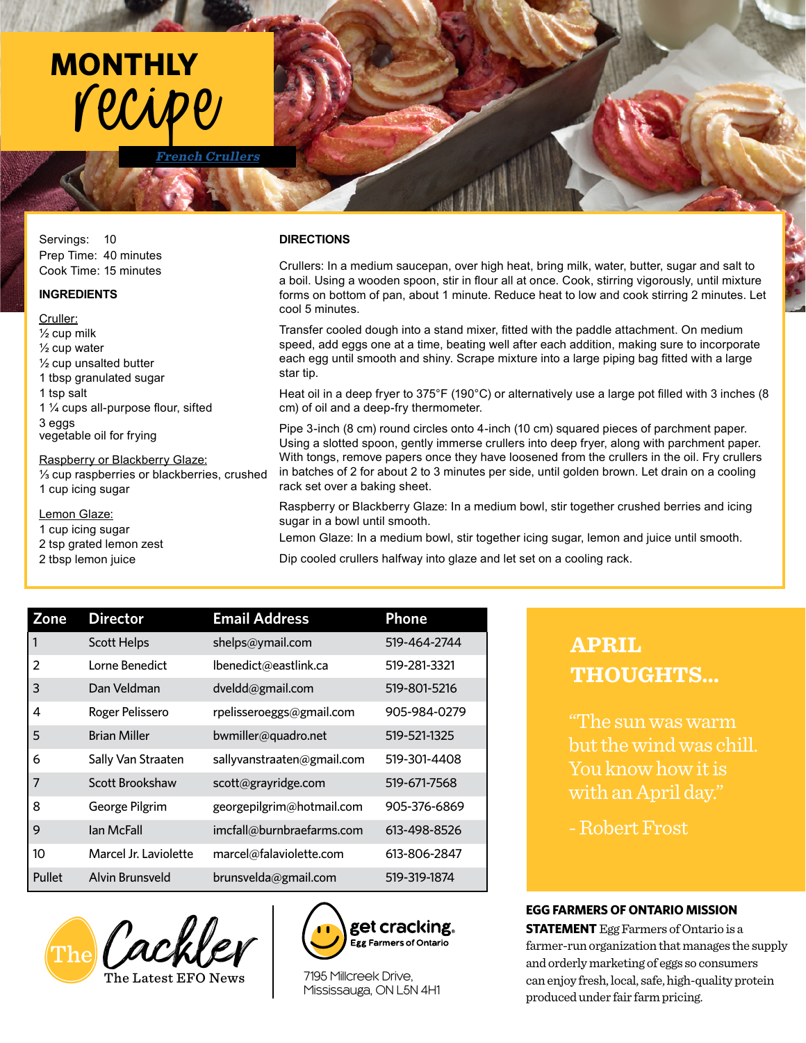# MONTHLY recipe

## French Crullers

Servings: 10
Prep Time: 40 minutes
Cook Time: 15 minutes

### INGREDIENTS

Cruller:
- ½ cup milk
- ½ cup water
- ½ cup unsalted butter
- 1 tbsp granulated sugar
- 1 tsp salt
- 1 ¼ cups all-purpose flour, sifted
- 3 eggs
- vegetable oil for frying

Raspberry or Blackberry Glaze:
- ⅓ cup raspberries or blackberries, crushed
- 1 cup icing sugar

Lemon Glaze:
- 1 cup icing sugar
- 2 tsp grated lemon zest
- 2 tbsp lemon juice

### DIRECTIONS

Crullers: In a medium saucepan, over high heat, bring milk, water, butter, sugar and salt to a boil. Using a wooden spoon, stir in flour all at once. Cook, stirring vigorously, until mixture forms on bottom of pan, about 1 minute. Reduce heat to low and cook stirring 2 minutes. Let cool 5 minutes.

Transfer cooled dough into a stand mixer, fitted with the paddle attachment. On medium speed, add eggs one at a time, beating well after each addition, making sure to incorporate each egg until smooth and shiny. Scrape mixture into a large piping bag fitted with a large star tip.

Heat oil in a deep fryer to 375°F (190°C) or alternatively use a large pot filled with 3 inches (8 cm) of oil and a deep-fry thermometer.

Pipe 3-inch (8 cm) round circles onto 4-inch (10 cm) squared pieces of parchment paper. Using a slotted spoon, gently immerse crullers into deep fryer, along with parchment paper. With tongs, remove papers once they have loosened from the crullers in the oil. Fry crullers in batches of 2 for about 2 to 3 minutes per side, until golden brown. Let drain on a cooling rack set over a baking sheet.

Raspberry or Blackberry Glaze: In a medium bowl, stir together crushed berries and icing sugar in a bowl until smooth.

Lemon Glaze: In a medium bowl, stir together icing sugar, lemon and juice until smooth.

Dip cooled crullers halfway into glaze and let set on a cooling rack.

| Zone | Director | Email Address | Phone |
|---|---|---|---|
| 1 | Scott Helps | shelps@ymail.com | 519-464-2744 |
| 2 | Lorne Benedict | lbenedict@eastlink.ca | 519-281-3321 |
| 3 | Dan Veldman | dveldd@gmail.com | 519-801-5216 |
| 4 | Roger Pelissero | rpelisseroeggs@gmail.com | 905-984-0279 |
| 5 | Brian Miller | bwmiller@quadro.net | 519-521-1325 |
| 6 | Sally Van Straaten | sallyvanstraaten@gmail.com | 519-301-4408 |
| 7 | Scott Brookshaw | scott@grayridge.com | 519-671-7568 |
| 8 | George Pilgrim | georgepilgrim@hotmail.com | 905-376-6869 |
| 9 | Ian McFall | imcfall@burnbraefarms.com | 613-498-8526 |
| 10 | Marcel Jr. Laviolette | marcel@falaviolette.com | 613-806-2847 |
| Pullet | Alvin Brunsveld | brunsvelda@gmail.com | 519-319-1874 |

## APRIL THOUGHTS...

"The sun was warm but the wind was chill. You know how it is with an April day."

- Robert Frost

**EGG FARMERS OF ONTARIO MISSION STATEMENT** Egg Farmers of Ontario is a farmer-run organization that manages the supply and orderly marketing of eggs so consumers can enjoy fresh, local, safe, high-quality protein produced under fair farm pricing.

The Cackler
The Latest EFO News

get cracking. Egg Farmers of Ontario

7195 Millcreek Drive,
Mississauga, ON L5N 4H1